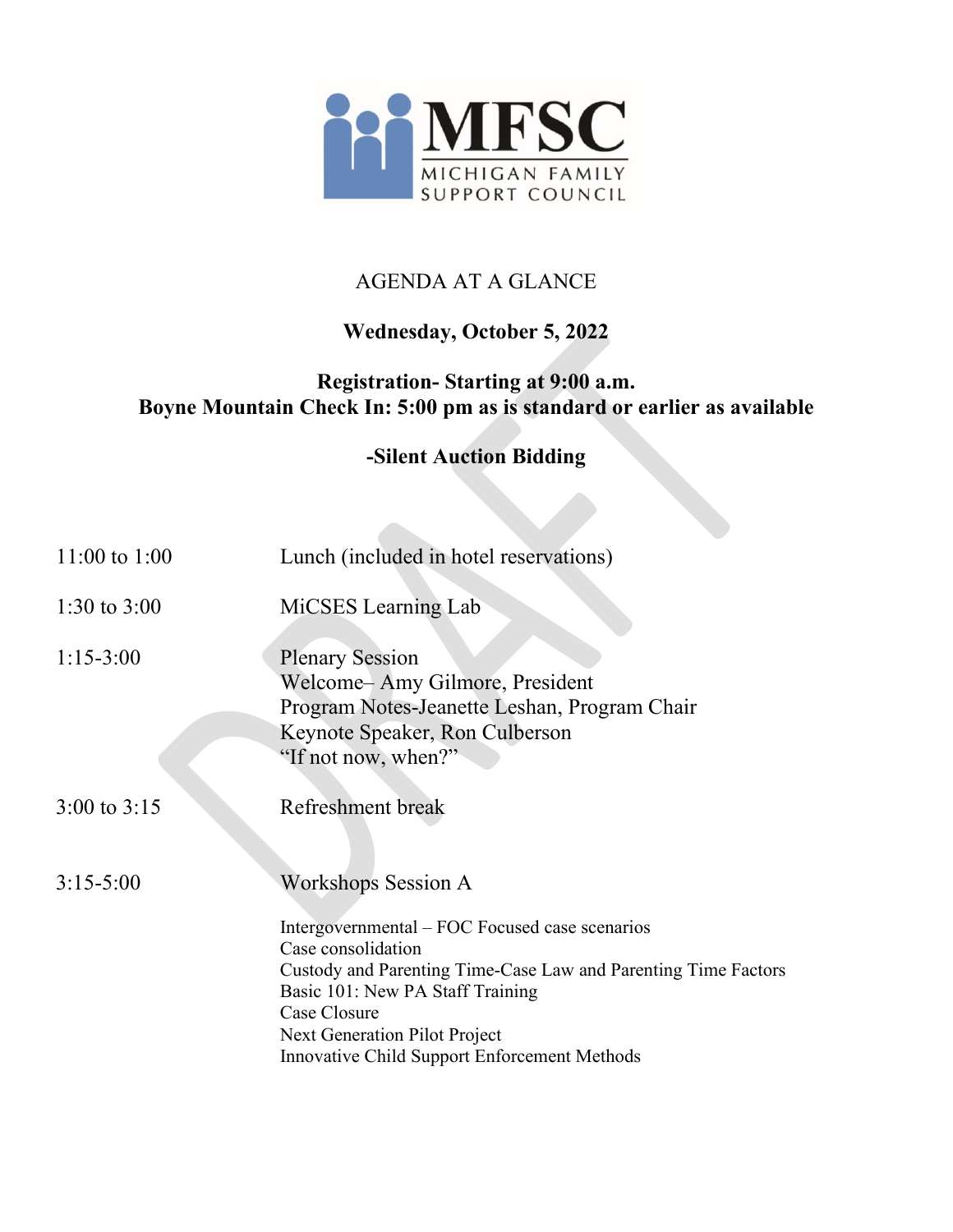MFSC
MICHIGAN FAMILY SUPPORT COUNCIL

AGENDA AT A GLANCE

**Wednesday, October 5, 2022**

**Registration- Starting at 9:00 a.m.**
**Boyne Mountain Check In: 5:00 pm as is standard or earlier as available**

**-Silent Auction Bidding**

| | |
|---|---|
| 11:00 to 1:00 | Lunch (included in hotel reservations) |
| 1:30 to 3:00 | MiCSES Learning Lab |
| 1:15-3:00 | Plenary Session<br>Welcome– Amy Gilmore, President<br>Program Notes-Jeanette Leshan, Program Chair<br>Keynote Speaker, Ron Culberson<br>“If not now, when?” |
| 3:00 to 3:15 | Refreshment break |
| 3:15-5:00 | Workshops Session A<br><br>Intergovernmental – FOC Focused case scenarios<br>Case consolidation<br>Custody and Parenting Time-Case Law and Parenting Time Factors<br>Basic 101: New PA Staff Training<br>Case Closure<br>Next Generation Pilot Project<br>Innovative Child Support Enforcement Methods |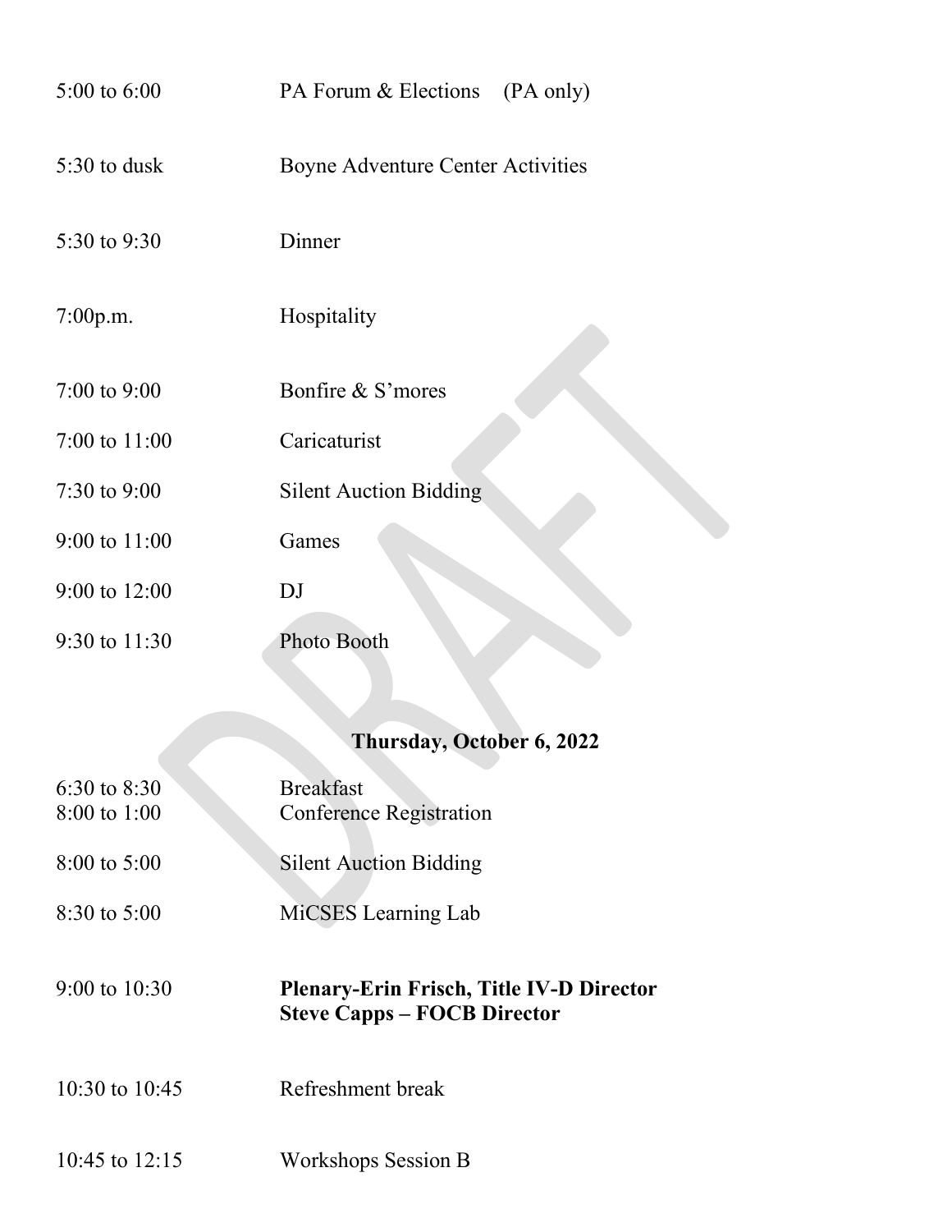| | |
|---|---|
| 5:00 to 6:00 | PA Forum & Elections (PA only) |
| 5:30 to dusk | Boyne Adventure Center Activities |
| 5:30 to 9:30 | Dinner |
| 7:00p.m. | Hospitality |
| 7:00 to 9:00 | Bonfire & S'mores |
| 7:00 to 11:00 | Caricaturist |
| 7:30 to 9:00 | Silent Auction Bidding |
| 9:00 to 11:00 | Games |
| 9:00 to 12:00 | DJ |
| 9:30 to 11:30 | Photo Booth |

## Thursday, October 6, 2022

| | |
|---|---|
| 6:30 to 8:30 | Breakfast |
| 8:00 to 1:00 | Conference Registration |
| 8:00 to 5:00 | Silent Auction Bidding |
| 8:30 to 5:00 | MiCSES Learning Lab |
| 9:00 to 10:30 | **Plenary-Erin Frisch, Title IV-D Director**<br>**Steve Capps – FOCB Director** |
| 10:30 to 10:45 | Refreshment break |
| 10:45 to 12:15 | Workshops Session B |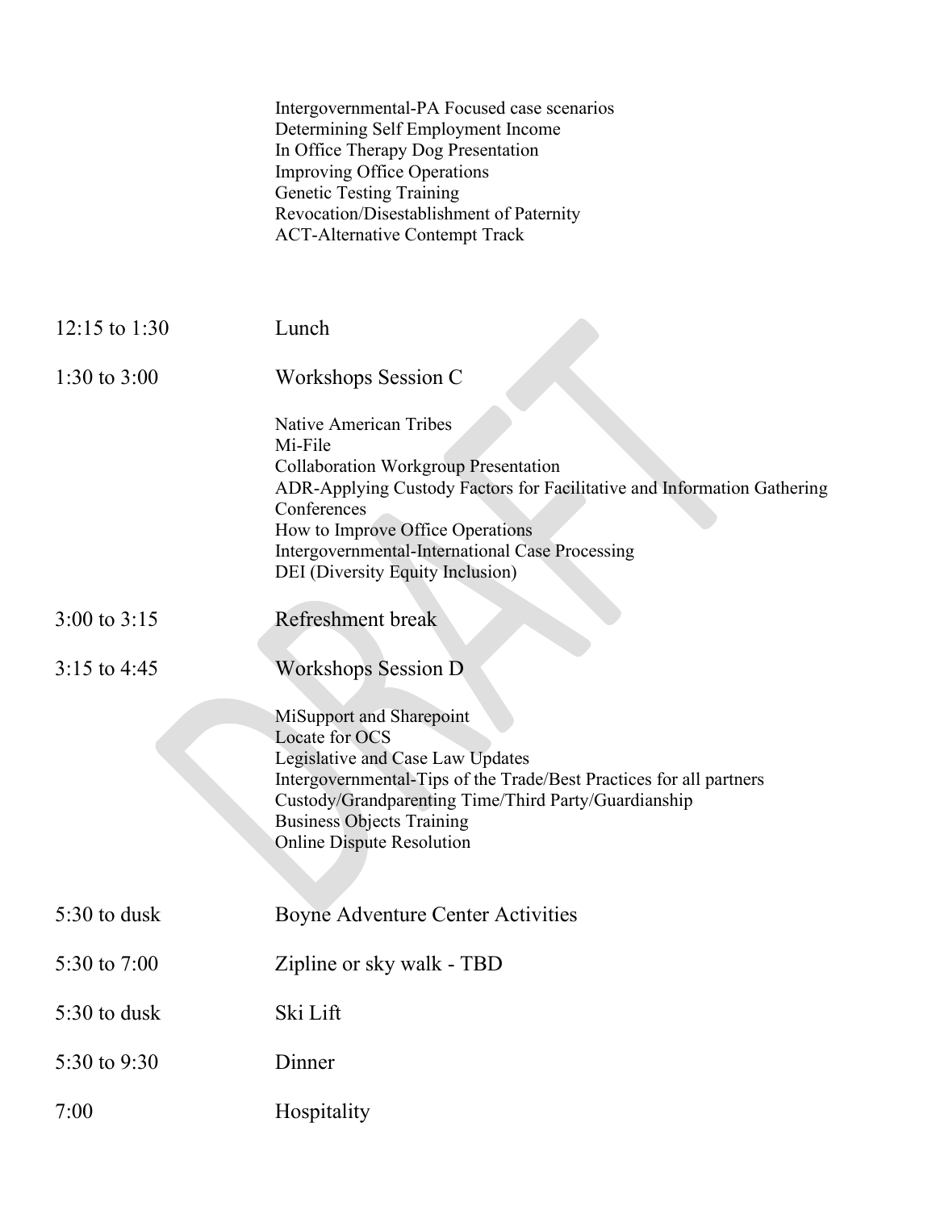Intergovernmental-PA Focused case scenarios
Determining Self Employment Income
In Office Therapy Dog Presentation
Improving Office Operations
Genetic Testing Training
Revocation/Disestablishment of Paternity
ACT-Alternative Contempt Track

| | |
|---|---|
| 12:15 to 1:30 | Lunch |
| 1:30 to 3:00 | Workshops Session C<br><br>Native American Tribes<br>Mi-File<br>Collaboration Workgroup Presentation<br>ADR-Applying Custody Factors for Facilitative and Information Gathering Conferences<br>How to Improve Office Operations<br>Intergovernmental-International Case Processing<br>DEI (Diversity Equity Inclusion) |
| 3:00 to 3:15 | Refreshment break |
| 3:15 to 4:45 | Workshops Session D<br><br>MiSupport and Sharepoint<br>Locate for OCS<br>Legislative and Case Law Updates<br>Intergovernmental-Tips of the Trade/Best Practices for all partners<br>Custody/Grandparenting Time/Third Party/Guardianship<br>Business Objects Training<br>Online Dispute Resolution |
| 5:30 to dusk | Boyne Adventure Center Activities |
| 5:30 to 7:00 | Zipline or sky walk - TBD |
| 5:30 to dusk | Ski Lift |
| 5:30 to 9:30 | Dinner |
| 7:00 | Hospitality |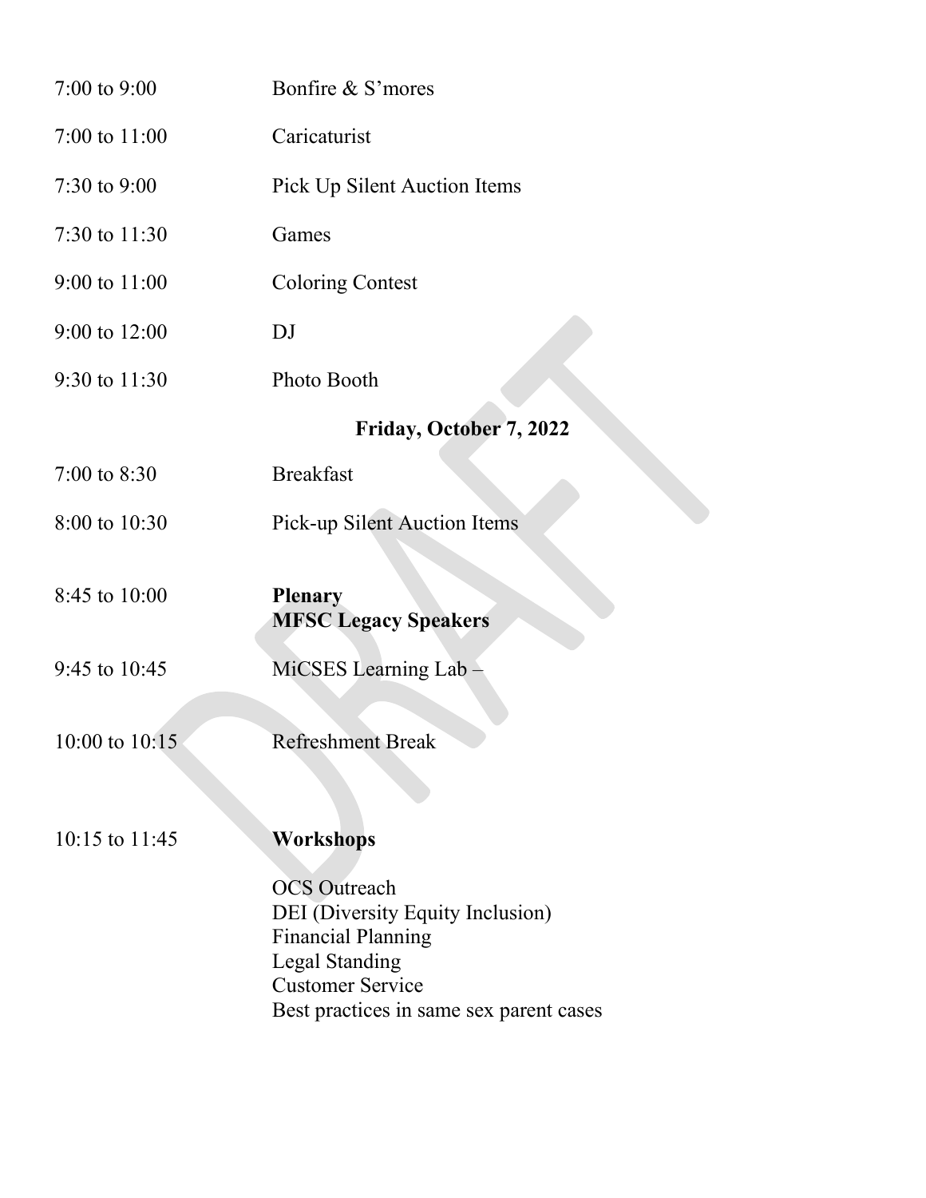| | |
|---|---|
| 7:00 to 9:00 | Bonfire & S'mores |
| 7:00 to 11:00 | Caricaturist |
| 7:30 to 9:00 | Pick Up Silent Auction Items |
| 7:30 to 11:30 | Games |
| 9:00 to 11:00 | Coloring Contest |
| 9:00 to 12:00 | DJ |
| 9:30 to 11:30 | Photo Booth |

**Friday, October 7, 2022**

| | |
|---|---|
| 7:00 to 8:30 | Breakfast |
| 8:00 to 10:30 | Pick-up Silent Auction Items |
| 8:45 to 10:00 | **Plenary**<br>**MFSC Legacy Speakers** |
| 9:45 to 10:45 | MiCSES Learning Lab – |
| 10:00 to 10:15 | Refreshment Break |
| 10:15 to 11:45 | **Workshops**<br><br>OCS Outreach<br>DEI (Diversity Equity Inclusion)<br>Financial Planning<br>Legal Standing<br>Customer Service<br>Best practices in same sex parent cases |